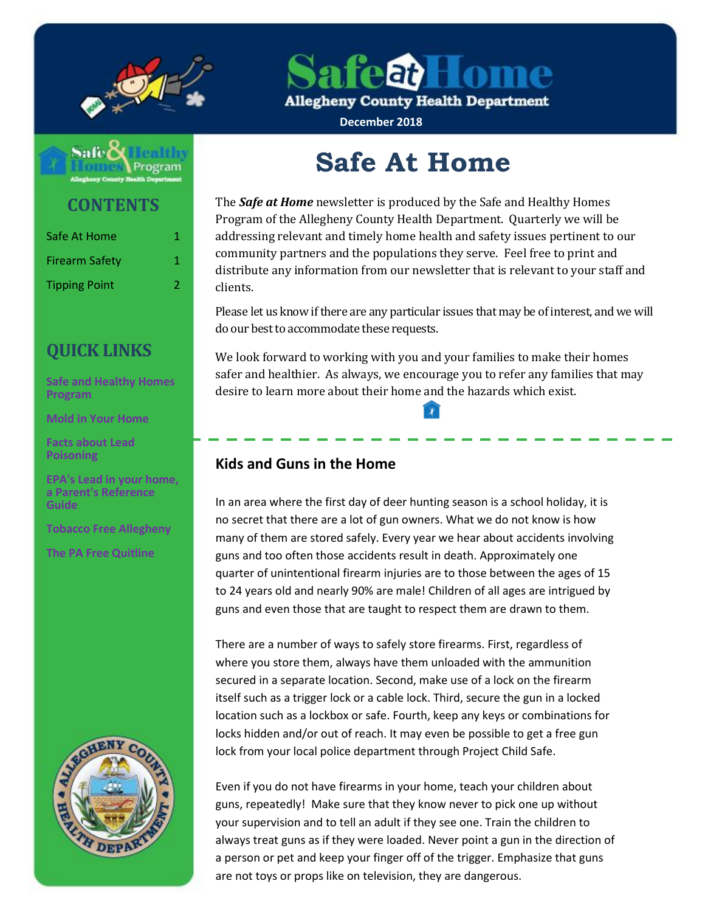# Safe at Home

Allegheny County Health Department

December 2018

Safe & Healthy Homes Program

Allegheny County Health Department

## CONTENTS

| | |
|---|---|
| Safe At Home | 1 |
| Firearm Safety | 1 |
| Tipping Point | 2 |

## QUICK LINKS

Safe and Healthy Homes Program

Mold in Your Home

Facts about Lead Poisoning

EPA's Lead in your home, a Parent's Reference Guide

Tobacco Free Allegheny

The PA Free Quitline

# Safe At Home

The ***Safe at Home*** newsletter is produced by the Safe and Healthy Homes Program of the Allegheny County Health Department. Quarterly we will be addressing relevant and timely home health and safety issues pertinent to our community partners and the populations they serve. Feel free to print and distribute any information from our newsletter that is relevant to your staff and clients.

Please let us know if there are any particular issues that may be of interest, and we will do our best to accommodate these requests.

We look forward to working with you and your families to make their homes safer and healthier. As always, we encourage you to refer any families that may desire to learn more about their home and the hazards which exist.

---

### Kids and Guns in the Home

In an area where the first day of deer hunting season is a school holiday, it is no secret that there are a lot of gun owners. What we do not know is how many of them are stored safely. Every year we hear about accidents involving guns and too often those accidents result in death. Approximately one quarter of unintentional firearm injuries are to those between the ages of 15 to 24 years old and nearly 90% are male! Children of all ages are intrigued by guns and even those that are taught to respect them are drawn to them.

There are a number of ways to safely store firearms. First, regardless of where you store them, always have them unloaded with the ammunition secured in a separate location. Second, make use of a lock on the firearm itself such as a trigger lock or a cable lock. Third, secure the gun in a locked location such as a lockbox or safe. Fourth, keep any keys or combinations for locks hidden and/or out of reach. It may even be possible to get a free gun lock from your local police department through Project Child Safe.

Even if you do not have firearms in your home, teach your children about guns, repeatedly! Make sure that they know never to pick one up without your supervision and to tell an adult if they see one. Train the children to always treat guns as if they were loaded. Never point a gun in the direction of a person or pet and keep your finger off of the trigger. Emphasize that guns are not toys or props like on television, they are dangerous.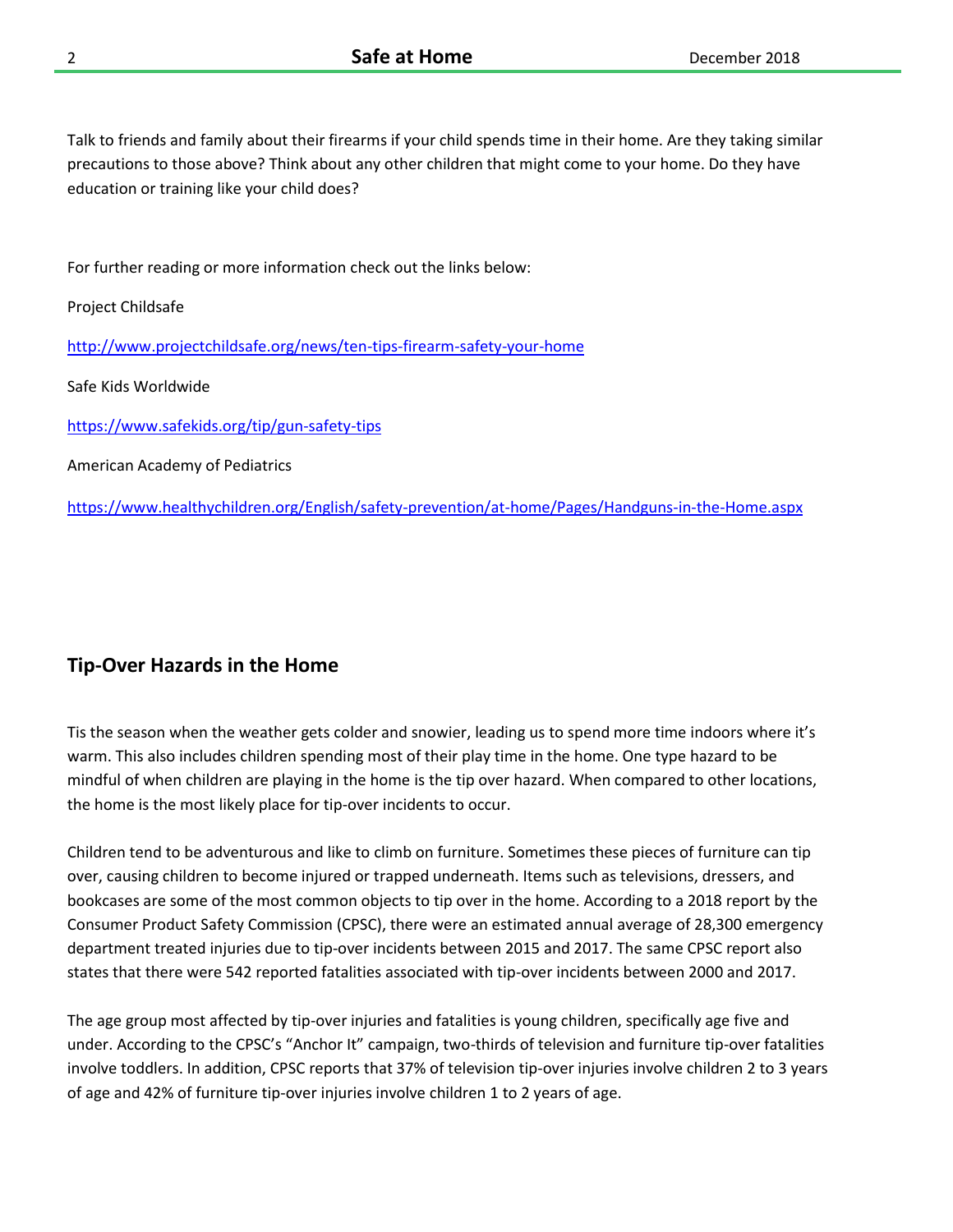Talk to friends and family about their firearms if your child spends time in their home. Are they taking similar precautions to those above? Think about any other children that might come to your home. Do they have education or training like your child does?

For further reading or more information check out the links below:

Project Childsafe

http://www.projectchildsafe.org/news/ten-tips-firearm-safety-your-home

Safe Kids Worldwide

https://www.safekids.org/tip/gun-safety-tips

American Academy of Pediatrics

https://www.healthychildren.org/English/safety-prevention/at-home/Pages/Handguns-in-the-Home.aspx

## Tip-Over Hazards in the Home

Tis the season when the weather gets colder and snowier, leading us to spend more time indoors where it's warm. This also includes children spending most of their play time in the home. One type hazard to be mindful of when children are playing in the home is the tip over hazard. When compared to other locations, the home is the most likely place for tip-over incidents to occur.

Children tend to be adventurous and like to climb on furniture. Sometimes these pieces of furniture can tip over, causing children to become injured or trapped underneath. Items such as televisions, dressers, and bookcases are some of the most common objects to tip over in the home. According to a 2018 report by the Consumer Product Safety Commission (CPSC), there were an estimated annual average of 28,300 emergency department treated injuries due to tip-over incidents between 2015 and 2017. The same CPSC report also states that there were 542 reported fatalities associated with tip-over incidents between 2000 and 2017.

The age group most affected by tip-over injuries and fatalities is young children, specifically age five and under. According to the CPSC's "Anchor It" campaign, two-thirds of television and furniture tip-over fatalities involve toddlers. In addition, CPSC reports that 37% of television tip-over injuries involve children 2 to 3 years of age and 42% of furniture tip-over injuries involve children 1 to 2 years of age.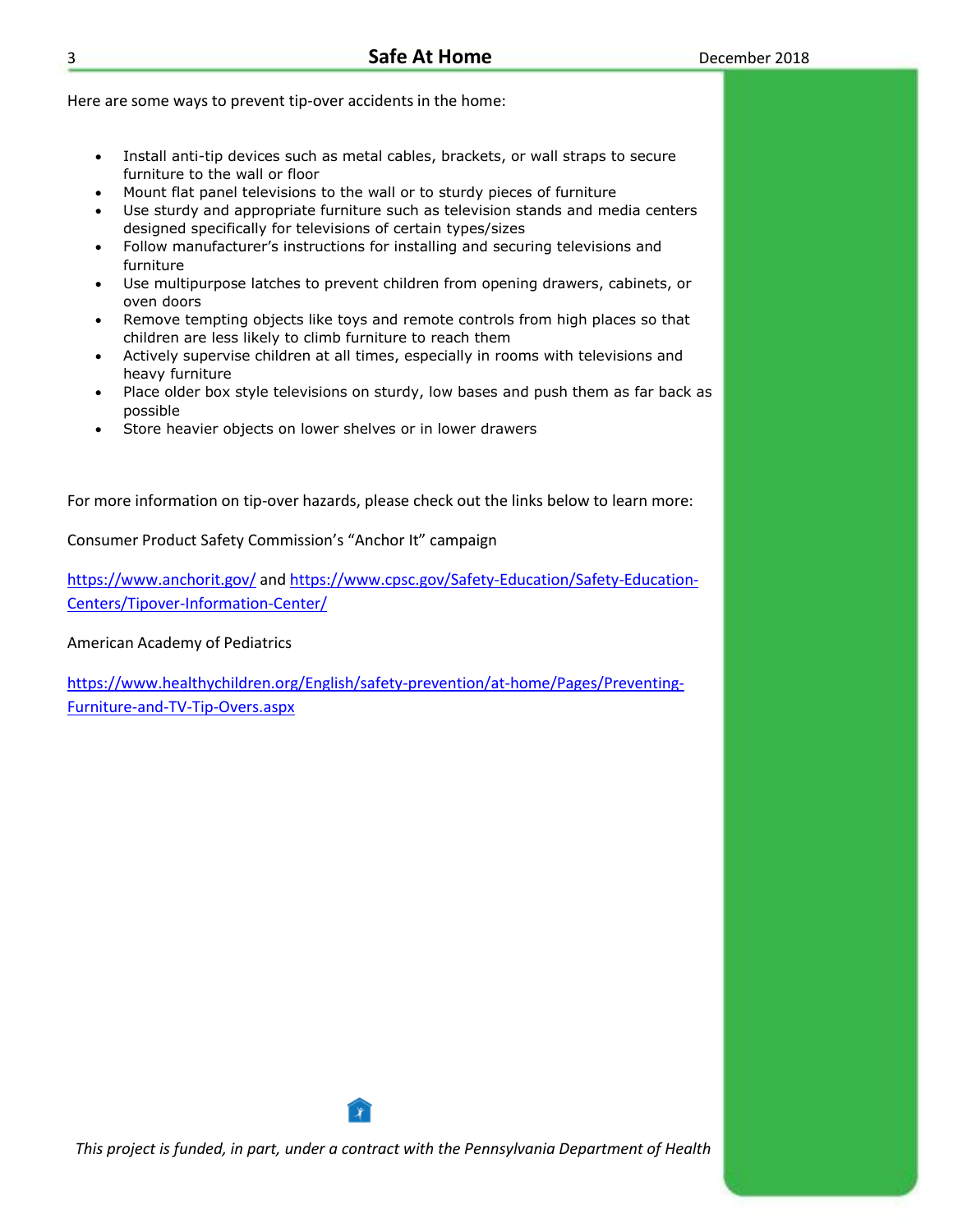Here are some ways to prevent tip-over accidents in the home:

- Install anti-tip devices such as metal cables, brackets, or wall straps to secure furniture to the wall or floor
- Mount flat panel televisions to the wall or to sturdy pieces of furniture
- Use sturdy and appropriate furniture such as television stands and media centers designed specifically for televisions of certain types/sizes
- Follow manufacturer's instructions for installing and securing televisions and furniture
- Use multipurpose latches to prevent children from opening drawers, cabinets, or oven doors
- Remove tempting objects like toys and remote controls from high places so that children are less likely to climb furniture to reach them
- Actively supervise children at all times, especially in rooms with televisions and heavy furniture
- Place older box style televisions on sturdy, low bases and push them as far back as possible
- Store heavier objects on lower shelves or in lower drawers

For more information on tip-over hazards, please check out the links below to learn more:

Consumer Product Safety Commission's "Anchor It" campaign

https://www.anchorit.gov/ and https://www.cpsc.gov/Safety-Education/Safety-Education-Centers/Tipover-Information-Center/

American Academy of Pediatrics

https://www.healthychildren.org/English/safety-prevention/at-home/Pages/Preventing-Furniture-and-TV-Tip-Overs.aspx

*This project is funded, in part, under a contract with the Pennsylvania Department of Health*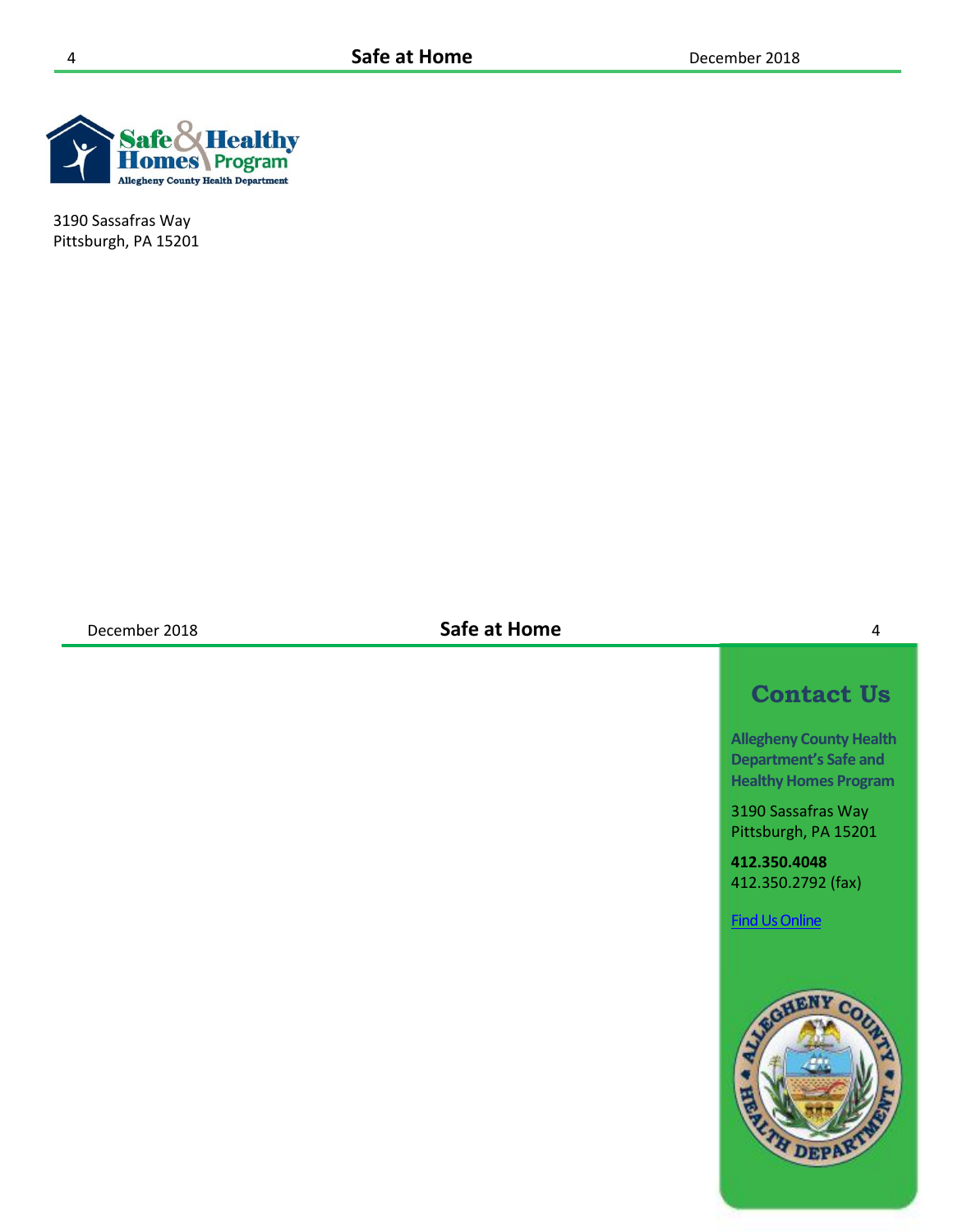3190 Sassafras Way
Pittsburgh, PA 15201

## Contact Us

**Allegheny County Health Department's Safe and Healthy Homes Program**

3190 Sassafras Way
Pittsburgh, PA 15201

**412.350.4048**
412.350.2792 (fax)

Find Us Online